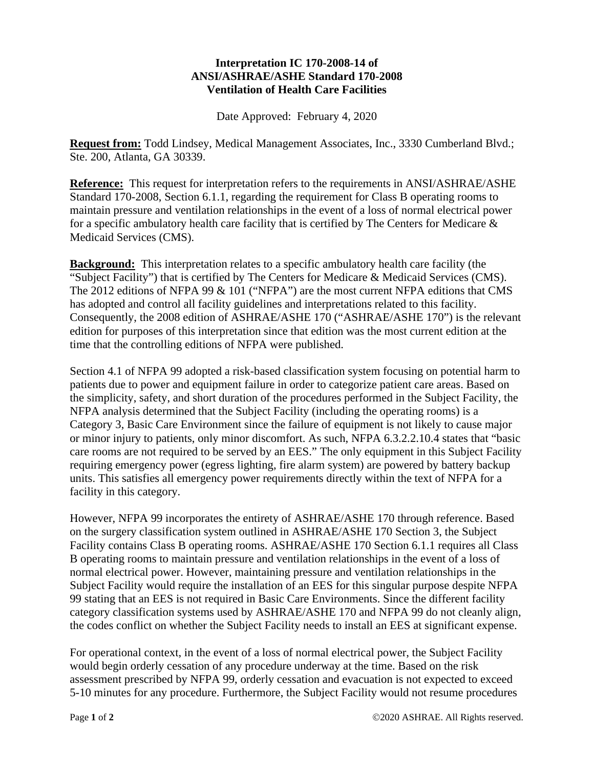**Interpretation IC 170-2008-14 of**
**ANSI/ASHRAE/ASHE Standard 170-2008**
**Ventilation of Health Care Facilities**

Date Approved: February 4, 2020

**Request from:** Todd Lindsey, Medical Management Associates, Inc., 3330 Cumberland Blvd.; Ste. 200, Atlanta, GA 30339.

**Reference:** This request for interpretation refers to the requirements in ANSI/ASHRAE/ASHE Standard 170-2008, Section 6.1.1, regarding the requirement for Class B operating rooms to maintain pressure and ventilation relationships in the event of a loss of normal electrical power for a specific ambulatory health care facility that is certified by The Centers for Medicare & Medicaid Services (CMS).

**Background:** This interpretation relates to a specific ambulatory health care facility (the "Subject Facility") that is certified by The Centers for Medicare & Medicaid Services (CMS). The 2012 editions of NFPA 99 & 101 ("NFPA") are the most current NFPA editions that CMS has adopted and control all facility guidelines and interpretations related to this facility. Consequently, the 2008 edition of ASHRAE/ASHE 170 ("ASHRAE/ASHE 170") is the relevant edition for purposes of this interpretation since that edition was the most current edition at the time that the controlling editions of NFPA were published.

Section 4.1 of NFPA 99 adopted a risk-based classification system focusing on potential harm to patients due to power and equipment failure in order to categorize patient care areas. Based on the simplicity, safety, and short duration of the procedures performed in the Subject Facility, the NFPA analysis determined that the Subject Facility (including the operating rooms) is a Category 3, Basic Care Environment since the failure of equipment is not likely to cause major or minor injury to patients, only minor discomfort. As such, NFPA 6.3.2.2.10.4 states that "basic care rooms are not required to be served by an EES." The only equipment in this Subject Facility requiring emergency power (egress lighting, fire alarm system) are powered by battery backup units. This satisfies all emergency power requirements directly within the text of NFPA for a facility in this category.

However, NFPA 99 incorporates the entirety of ASHRAE/ASHE 170 through reference. Based on the surgery classification system outlined in ASHRAE/ASHE 170 Section 3, the Subject Facility contains Class B operating rooms. ASHRAE/ASHE 170 Section 6.1.1 requires all Class B operating rooms to maintain pressure and ventilation relationships in the event of a loss of normal electrical power. However, maintaining pressure and ventilation relationships in the Subject Facility would require the installation of an EES for this singular purpose despite NFPA 99 stating that an EES is not required in Basic Care Environments. Since the different facility category classification systems used by ASHRAE/ASHE 170 and NFPA 99 do not cleanly align, the codes conflict on whether the Subject Facility needs to install an EES at significant expense.

For operational context, in the event of a loss of normal electrical power, the Subject Facility would begin orderly cessation of any procedure underway at the time. Based on the risk assessment prescribed by NFPA 99, orderly cessation and evacuation is not expected to exceed 5-10 minutes for any procedure. Furthermore, the Subject Facility would not resume procedures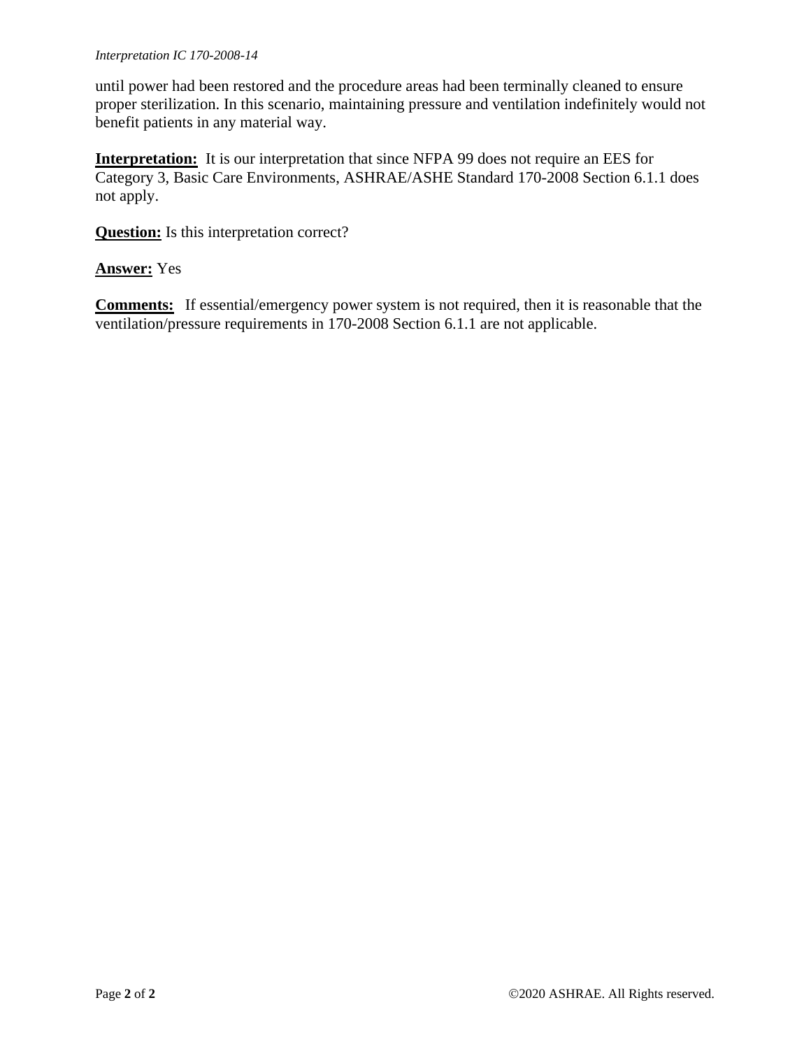until power had been restored and the procedure areas had been terminally cleaned to ensure proper sterilization. In this scenario, maintaining pressure and ventilation indefinitely would not benefit patients in any material way.

**Interpretation:** It is our interpretation that since NFPA 99 does not require an EES for Category 3, Basic Care Environments, ASHRAE/ASHE Standard 170-2008 Section 6.1.1 does not apply.

**Question:** Is this interpretation correct?

**Answer:** Yes

**Comments:** If essential/emergency power system is not required, then it is reasonable that the ventilation/pressure requirements in 170-2008 Section 6.1.1 are not applicable.